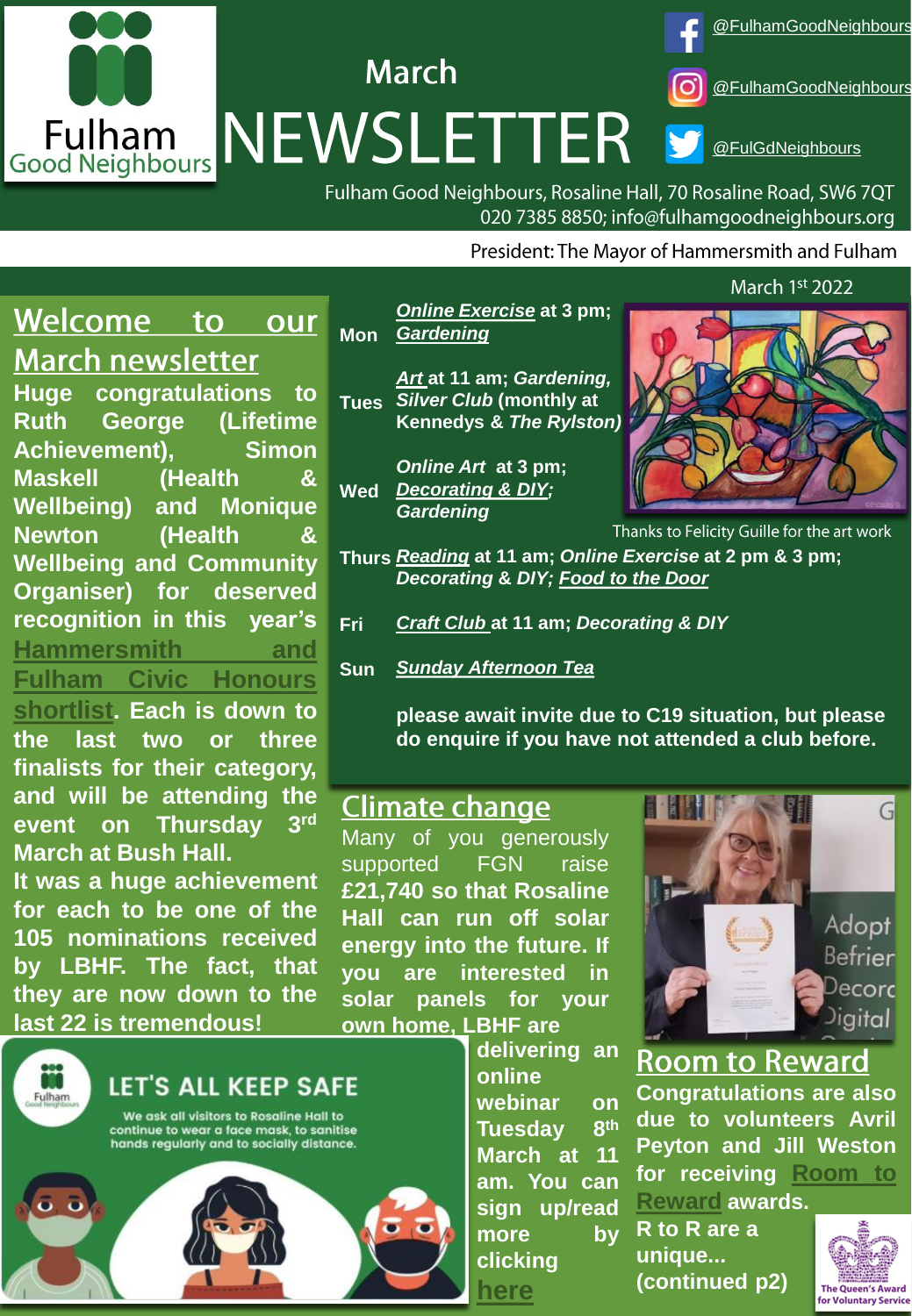# Fulham Good Neighbours

## March NEWSLETTER

@FulhamGoodNeighbours
@FulhamGoodNeighbours
@FulGdNeighbours

Fulham Good Neighbours, Rosaline Hall, 70 Rosaline Road, SW6 7QT
020 7385 8850; info@fulhamgoodneighbours.org

President: The Mayor of Hammersmith and Fulham

March 1st 2022

## Welcome to our March newsletter

**Huge congratulations to Ruth George (Lifetime Achievement), Simon Maskell (Health & Wellbeing) and Monique Newton (Health & Wellbeing and Community Organiser) for deserved recognition in this year's Hammersmith and Fulham Civic Honours shortlist. Each is down to the last two or three finalists for their category, and will be attending the event on Thursday 3rd March at Bush Hall.**

**It was a huge achievement for each to be one of the 105 nominations received by LBHF. The fact, that they are now down to the last 22 is tremendous!**

**Mon** — ***Online Exercise*** **at 3 pm;** ***Gardening***

**Tues** — ***Art*** **at 11 am;** ***Gardening, Silver Club*** **(monthly at Kennedys &** ***The Rylston)***

**Wed** — ***Online Art*** **at 3 pm;** ***Decorating & DIY; Gardening***

**Thurs** — ***Reading*** **at 11 am;** ***Online Exercise*** **at 2 pm & 3 pm;** ***Decorating & DIY; Food to the Door***

**Fri** — ***Craft Club*** **at 11 am;** ***Decorating & DIY***

**Sun** — ***Sunday Afternoon Tea***

**please await invite due to C19 situation, but please do enquire if you have not attended a club before.**

Thanks to Felicity Guille for the art work

## Climate change

Many of you generously supported FGN raise **£21,740 so that Rosaline Hall can run off solar energy into the future. If you are interested in solar panels for your own home, LBHF are delivering an online webinar on Tuesday 8th March at 11 am. You can sign up/read more by clicking here**

**LET'S ALL KEEP SAFE**

We ask all visitors to Rosaline Hall to continue to wear a face mask, to sanitise hands regularly and to socially distance.

## Room to Reward

**Congratulations are also due to volunteers Avril Peyton and Jill Weston for receiving Room to Reward awards.**

**R to R are a unique... (continued p2)**

The Queen's Award for Voluntary Service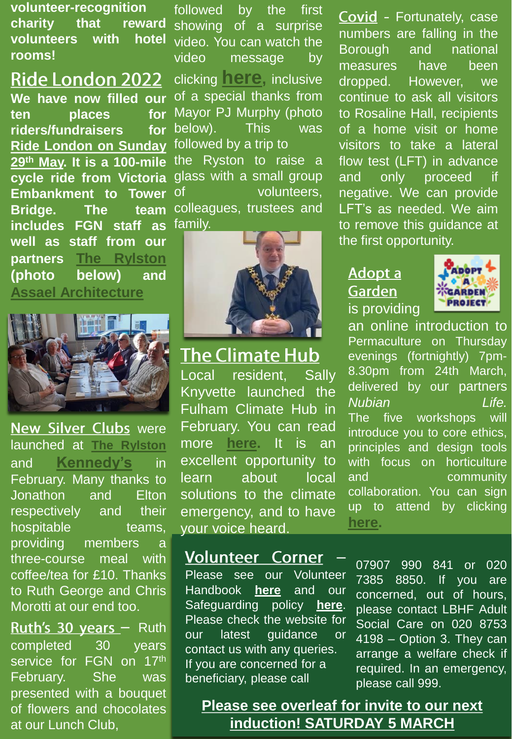**volunteer-recognition charity that reward volunteers with hotel rooms!**

## Ride London 2022

**We have now filled our ten places for riders/fundraisers for Ride London on Sunday 29th May. It is a 100-mile cycle ride from Victoria Embankment to Tower Bridge. The team includes FGN staff as well as staff from our partners The Rylston (photo below) and Assael Architecture**

**New Silver Clubs** were launched at **The Rylston** and **Kennedy's** in February. Many thanks to Jonathon and Elton respectively and their hospitable teams, providing members a three-course meal with coffee/tea for £10. Thanks to Ruth George and Chris Morotti at our end too.

**Ruth's 30 years** – Ruth completed 30 years service for FGN on 17th February. She was presented with a bouquet of flowers and chocolates at our Lunch Club, followed by the first showing of a surprise video. You can watch the video message by clicking **here**, inclusive of a special thanks from Mayor PJ Murphy (photo below). This was followed by a trip to the Ryston to raise a glass with a small group of volunteers, colleagues, trustees and family.

## The Climate Hub

Local resident, Sally Knyvette launched the Fulham Climate Hub in February. You can read more **here**. It is an excellent opportunity to learn about local solutions to the climate emergency, and to have your voice heard.

**Covid** - Fortunately, case numbers are falling in the Borough and national measures have been dropped. However, we continue to ask all visitors to Rosaline Hall, recipients of a home visit or home visitors to take a lateral flow test (LFT) in advance and only proceed if negative. We can provide LFT's as needed. We aim to remove this guidance at the first opportunity.

**Adopt a Garden** is providing an online introduction to Permaculture on Thursday evenings (fortnightly) 7pm-8.30pm from 24th March, delivered by our partners *Nubian Life.* The five workshops will introduce you to core ethics, principles and design tools with focus on horticulture and community collaboration. You can sign up to attend by clicking **here**.

**Volunteer Corner** – Please see our Volunteer Handbook **here** and our Safeguarding policy **here**. Please check the website for our latest guidance or contact us with any queries. If you are concerned for a beneficiary, please call 07907 990 841 or 020 7385 8850. If you are concerned, out of hours, please contact LBHF Adult Social Care on 020 8753 4198 – Option 3. They can arrange a welfare check if required. In an emergency, please call 999.

**Please see overleaf for invite to our next induction! SATURDAY 5 MARCH**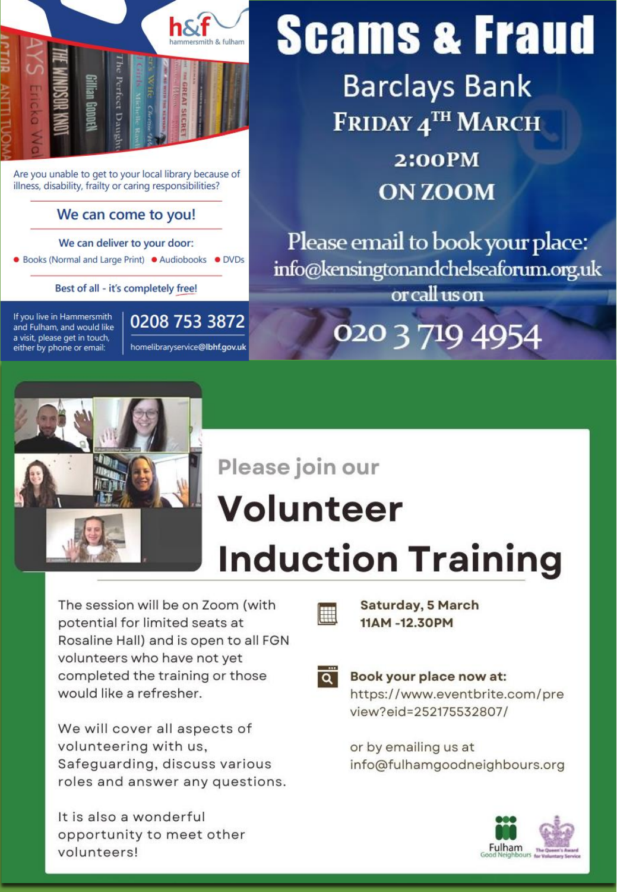h&f hammersmith & fulham

Are you unable to get to your local library because of illness, disability, frailty or caring responsibilities?

## We can come to you!

We can deliver to your door:

- Books (Normal and Large Print)
- Audiobooks
- DVDs

Best of all - it's completely free!

If you live in Hammersmith and Fulham, and would like a visit, please get in touch, either by phone or email:

**0208 753 3872**

homelibraryservice@lbhf.gov.uk

# Scams & Fraud

## Barclays Bank

**Friday 4th March**

**2:00PM**

**ON ZOOM**

Please email to book your place: info@kensingtonandchelseaforum.org.uk or call us on

**020 3 719 4954**

Please join our

# Volunteer Induction Training

The session will be on Zoom (with potential for limited seats at Rosaline Hall) and is open to all FGN volunteers who have not yet completed the training or those would like a refresher.

We will cover all aspects of volunteering with us, Safeguarding, discuss various roles and answer any questions.

It is also a wonderful opportunity to meet other volunteers!

**Saturday, 5 March**
**11AM -12.30PM**

**Book your place now at:**
https://www.eventbrite.com/preview?eid=252175532807/

or by emailing us at info@fulhamgoodneighbours.org

Fulham Good Neighbours

The Queen's Award for Voluntary Service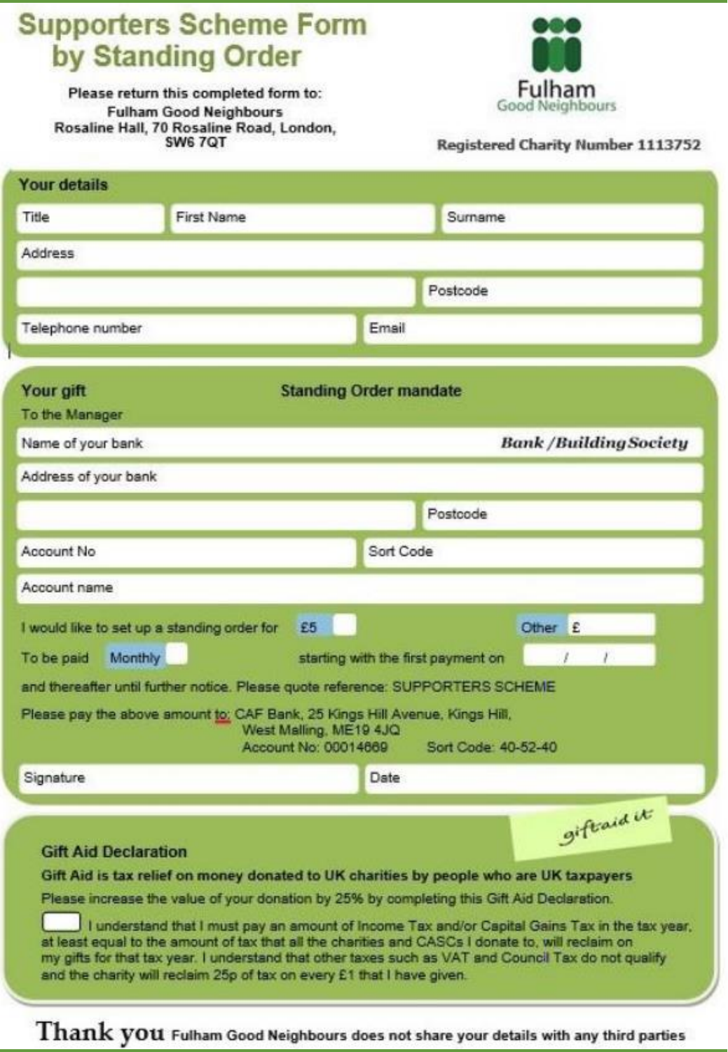# Supporters Scheme Form by Standing Order

Please return this completed form to:
Fulham Good Neighbours
Rosaline Hall, 70 Rosaline Road, London,
SW6 7QT

Fulham Good Neighbours

Registered Charity Number 1113752

## Your details

| | | |
|---|---|---|
| Title | First Name | Surname |

Address

Postcode

Telephone number

Email

## Your gift

**Standing Order mandate**

To the Manager

Name of your bank *Bank /Building Society*

Address of your bank

Postcode

Account No

Sort Code

Account name

I would like to set up a standing order for £5 ☐ Other £

To be paid Monthly ☐ starting with the first payment on / /

and thereafter until further notice. Please quote reference: SUPPORTERS SCHEME

Please pay the above amount to: CAF Bank, 25 Kings Hill Avenue, Kings Hill,
West Malling, ME19 4JQ
Account No: 00014669 Sort Code: 40-52-40

Signature

Date

## Gift Aid Declaration

giftaid it

**Gift Aid is tax relief on money donated to UK charities by people who are UK taxpayers**

Please increase the value of your donation by 25% by completing this Gift Aid Declaration.

☐ I understand that I must pay an amount of Income Tax and/or Capital Gains Tax in the tax year, at least equal to the amount of tax that all the charities and CASCs I donate to, will reclaim on my gifts for that tax year. I understand that other taxes such as VAT and Council Tax do not qualify and the charity will reclaim 25p of tax on every £1 that I have given.

**Thank you** Fulham Good Neighbours does not share your details with any third parties